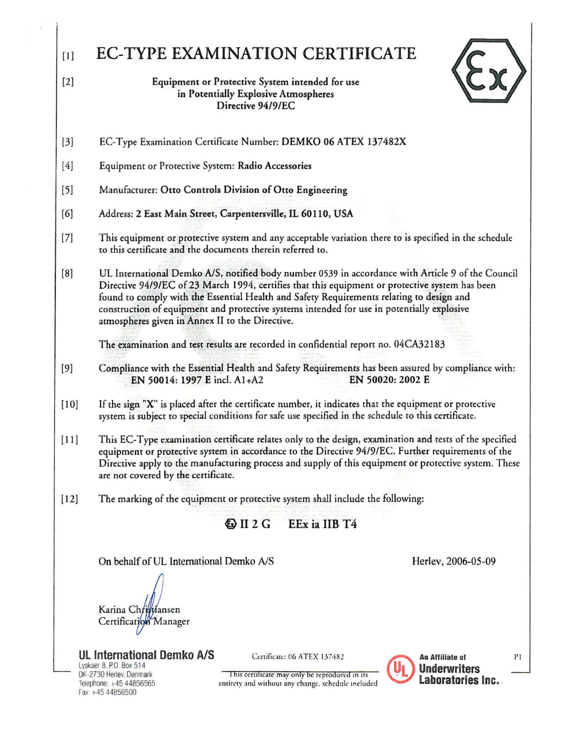# [1] EC-TYPE EXAMINATION CERTIFICATE

[2] **Equipment or Protective System intended for use in Potentially Explosive Atmospheres Directive 94/9/EC**

[3] EC-Type Examination Certificate Number: **DEMKO 06 ATEX 137482X**

[4] Equipment or Protective System: **Radio Accessories**

[5] Manufacturer: **Otto Controls Division of Otto Engineering**

[6] Address: **2 East Main Street, Carpentersville, IL 60110, USA**

[7] This equipment or protective system and any acceptable variation there to is specified in the schedule to this certificate and the documents therein referred to.

[8] UL International Demko A/S, notified body number 0539 in accordance with Article 9 of the Council Directive 94/9/EC of 23 March 1994, certifies that this equipment or protective system has been found to comply with the Essential Health and Safety Requirements relating to design and construction of equipment and protective systems intended for use in potentially explosive atmospheres given in Annex II to the Directive.

The examination and test results are recorded in confidential report no. 04CA32183

[9] Compliance with the Essential Health and Safety Requirements has been assured by compliance with:
**EN 50014: 1997 E** incl. A1+A2 **EN 50020: 2002 E**

[10] If the sign "**X**" is placed after the certificate number, it indicates that the equipment or protective system is subject to special conditions for safe use specified in the schedule to this certificate.

[11] This EC-Type examination certificate relates only to the design, examination and tests of the specified equipment or protective system in accordance to the Directive 94/9/EC. Further requirements of the Directive apply to the manufacturing process and supply of this equipment or protective system. These are not covered by the certificate.

[12] The marking of the equipment or protective system shall include the following:

**Ex II 2 G EEx ia IIB T4**

On behalf of UL International Demko A/S

Herlev, 2006-05-09

Karina Christiansen
Certification Manager

**UL International Demko A/S**
Lyskaer 8, P.O. Box 514
DK-2730 Herlev, Denmark
Telephone: +45 44856565
Fax: +45 44856500

Certificate: 06 ATEX 137482

This certificate may only be reproduced in its entirety and without any change, schedule included

An Affiliate of Underwriters Laboratories Inc.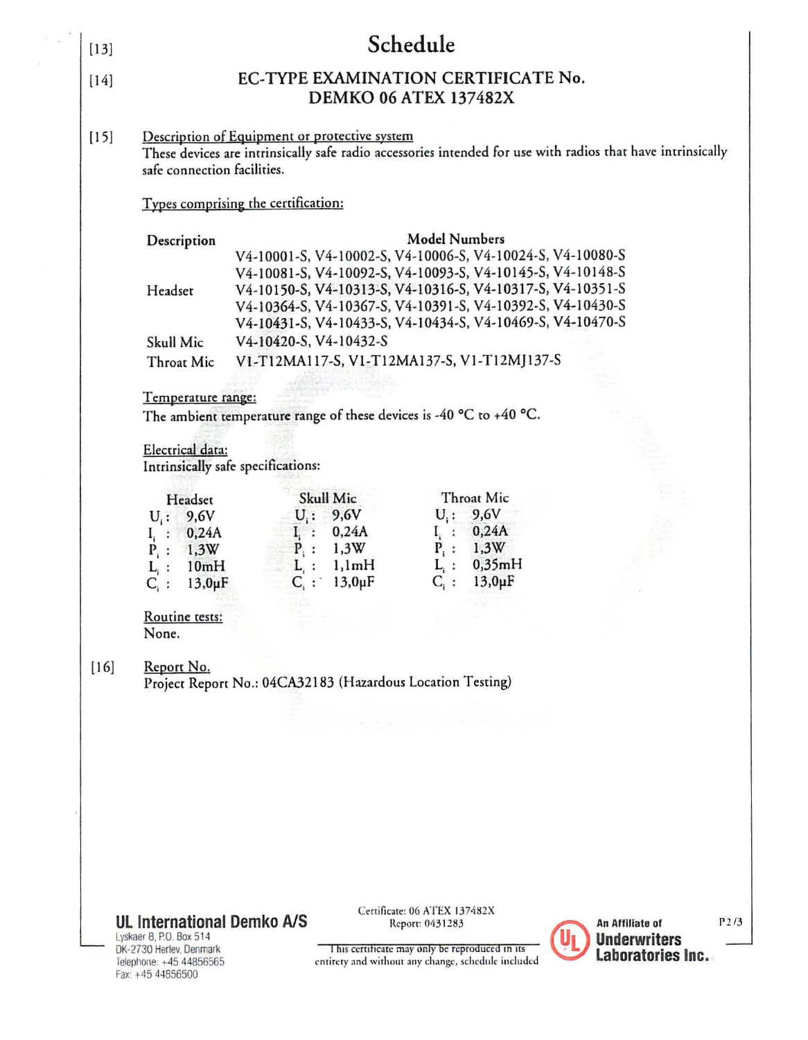[13]

# Schedule

[14]

## EC-TYPE EXAMINATION CERTIFICATE No. DEMKO 06 ATEX 137482X

[15] Description of Equipment or protective system

These devices are intrinsically safe radio accessories intended for use with radios that have intrinsically safe connection facilities.

Types comprising the certification:

| Description | Model Numbers |
|---|---|
| Headset | V4-10001-S, V4-10002-S, V4-10006-S, V4-10024-S, V4-10080-S<br>V4-10081-S, V4-10092-S, V4-10093-S, V4-10145-S, V4-10148-S<br>V4-10150-S, V4-10313-S, V4-10316-S, V4-10317-S, V4-10351-S<br>V4-10364-S, V4-10367-S, V4-10391-S, V4-10392-S, V4-10430-S<br>V4-10431-S, V4-10433-S, V4-10434-S, V4-10469-S, V4-10470-S |
| Skull Mic | V4-10420-S, V4-10432-S |
| Throat Mic | V1-T12MA117-S, V1-T12MA137-S, V1-T12MJ137-S |

Temperature range:

The ambient temperature range of these devices is -40 °C to +40 °C.

Electrical data:

Intrinsically safe specifications:

| Headset | Skull Mic | Throat Mic |
|---|---|---|
| $U_i$ : 9,6V | $U_i$ : 9,6V | $U_i$ : 9,6V |
| $I_i$ : 0,24A | $I_i$ : 0,24A | $I_i$ : 0,24A |
| $P_i$ : 1,3W | $P_i$ : 1,3W | $P_i$ : 1,3W |
| $L_i$ : 10mH | $L_i$ : 1,1mH | $L_i$ : 0,35mH |
| $C_i$ : 13,0µF | $C_i$ : 13,0µF | $C_i$ : 13,0µF |

Routine tests:

None.

[16] Report No.

Project Report No.: 04CA32183 (Hazardous Location Testing)

**UL International Demko A/S**
Lyskaer 8, P.O. Box 514
DK-2730 Herlev, Denmark
Telephone: +45 44856565
Fax: +45 44856500

Certificate: 06 ATEX 137482X
Report: 0431283

This certificate may only be reproduced in its entirety and without any change, schedule included

An Affiliate of Underwriters Laboratories Inc.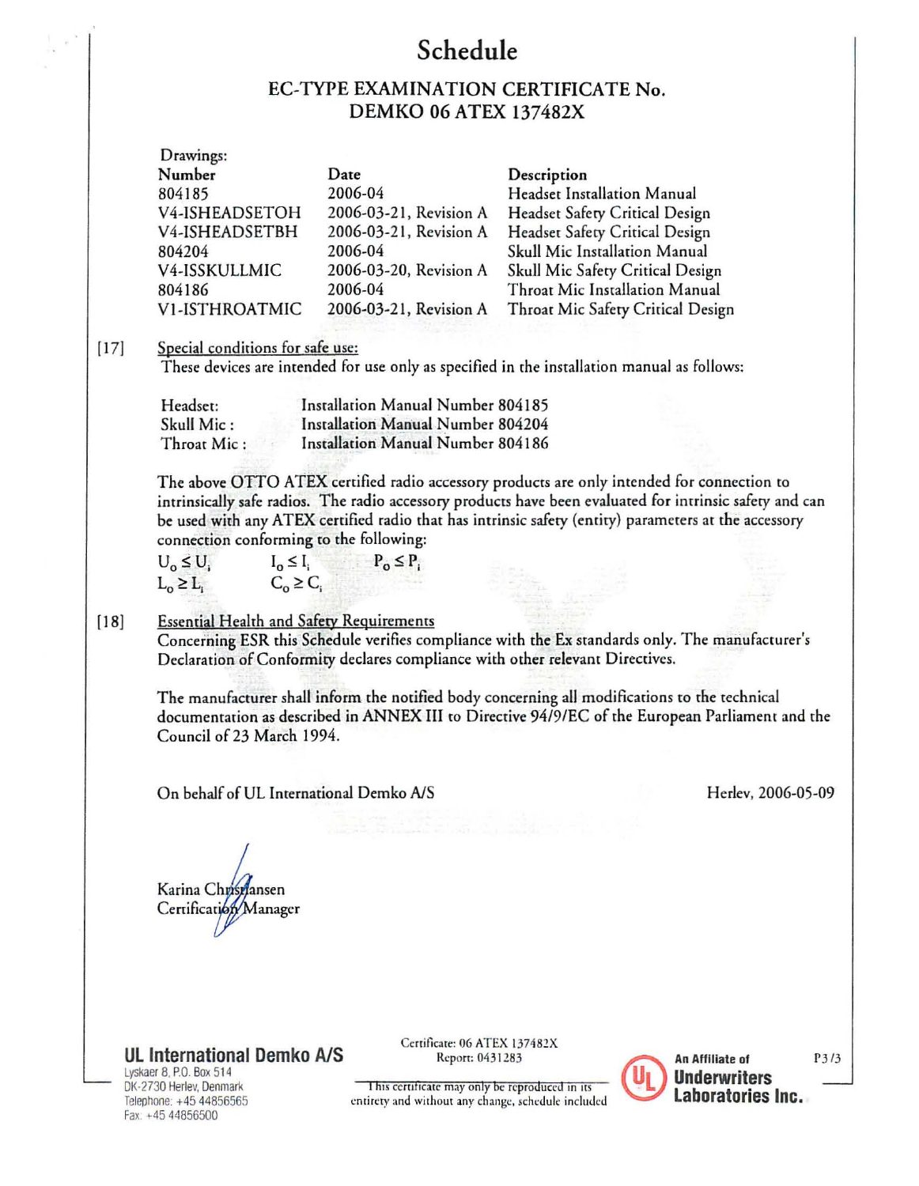# Schedule

## EC-TYPE EXAMINATION CERTIFICATE No. DEMKO 06 ATEX 137482X

Drawings:

| Number | Date | Description |
|---|---|---|
| 804185 | 2006-04 | Headset Installation Manual |
| V4-ISHEADSETOH | 2006-03-21, Revision A | Headset Safety Critical Design |
| V4-ISHEADSETBH | 2006-03-21, Revision A | Headset Safety Critical Design |
| 804204 | 2006-04 | Skull Mic Installation Manual |
| V4-ISSKULLMIC | 2006-03-20, Revision A | Skull Mic Safety Critical Design |
| 804186 | 2006-04 | Throat Mic Installation Manual |
| V1-ISTHROATMIC | 2006-03-21, Revision A | Throat Mic Safety Critical Design |

[17] Special conditions for safe use:

These devices are intended for use only as specified in the installation manual as follows:

| | |
|---|---|
| Headset: | Installation Manual Number 804185 |
| Skull Mic : | Installation Manual Number 804204 |
| Throat Mic : | Installation Manual Number 804186 |

The above OTTO ATEX certified radio accessory products are only intended for connection to intrinsically safe radios. The radio accessory products have been evaluated for intrinsic safety and can be used with any ATEX certified radio that has intrinsic safety (entity) parameters at the accessory connection conforming to the following:

$U_o \leq U_i$ $I_o \leq I_i$ $P_o \leq P_i$

$L_o \geq L_i$ $C_o \geq C_i$

[18] Essential Health and Safety Requirements

Concerning ESR this Schedule verifies compliance with the Ex standards only. The manufacturer's Declaration of Conformity declares compliance with other relevant Directives.

The manufacturer shall inform the notified body concerning all modifications to the technical documentation as described in ANNEX III to Directive 94/9/EC of the European Parliament and the Council of 23 March 1994.

On behalf of UL International Demko A/S

Herlev, 2006-05-09

Karina Christiansen
Certification Manager

**UL International Demko A/S**
Lyskaer 8, P.O. Box 514
DK-2730 Herlev, Denmark
Telephone: +45 44856565
Fax: +45 44856500

Certificate: 06 ATEX 137482X
Report: 0431283

This certificate may only be reproduced in its entirety and without any change, schedule included

An Affiliate of **Underwriters Laboratories Inc.**